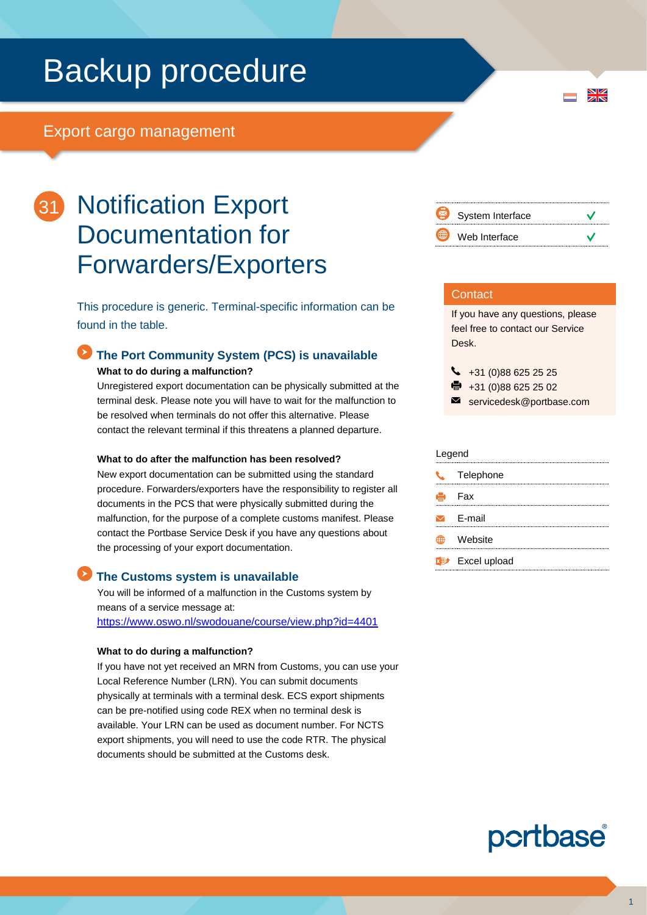# Backup procedure

## Export cargo management

## 31 Notification Export Documentation for Forwarders/Exporters

| | |
|---|---|
| System Interface | ✓ |
| Web Interface | ✓ |

This procedure is generic. Terminal-specific information can be found in the table.

### The Port Community System (PCS) is unavailable

**What to do during a malfunction?**

Unregistered export documentation can be physically submitted at the terminal desk. Please note you will have to wait for the malfunction to be resolved when terminals do not offer this alternative. Please contact the relevant terminal if this threatens a planned departure.

**What to do after the malfunction has been resolved?**

New export documentation can be submitted using the standard procedure. Forwarders/exporters have the responsibility to register all documents in the PCS that were physically submitted during the malfunction, for the purpose of a complete customs manifest. Please contact the Portbase Service Desk if you have any questions about the processing of your export documentation.

### The Customs system is unavailable

You will be informed of a malfunction in the Customs system by means of a service message at: https://www.oswo.nl/swodouane/course/view.php?id=4401

**What to do during a malfunction?**

If you have not yet received an MRN from Customs, you can use your Local Reference Number (LRN). You can submit documents physically at terminals with a terminal desk. ECS export shipments can be pre-notified using code REX when no terminal desk is available. Your LRN can be used as document number. For NCTS export shipments, you will need to use the code RTR. The physical documents should be submitted at the Customs desk.

**Contact**

If you have any questions, please feel free to contact our Service Desk.

- Telephone: +31 (0)88 625 25 25
- Fax: +31 (0)88 625 25 02
- E-mail: servicedesk@portbase.com

**Legend**

- Telephone
- Fax
- E-mail
- Website
- Excel upload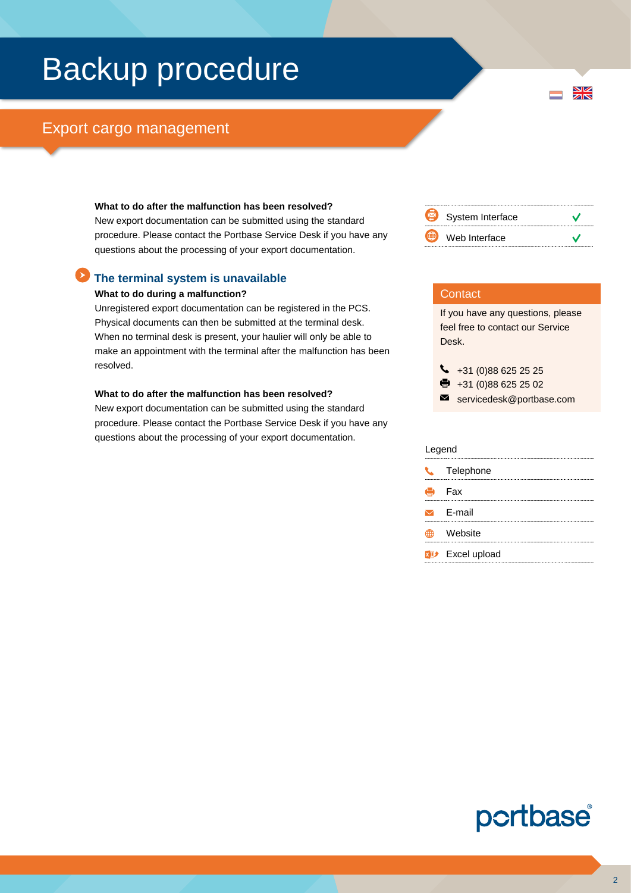# Backup procedure

## Export cargo management

**What to do after the malfunction has been resolved?**
New export documentation can be submitted using the standard procedure. Please contact the Portbase Service Desk if you have any questions about the processing of your export documentation.

### The terminal system is unavailable

**What to do during a malfunction?**
Unregistered export documentation can be registered in the PCS. Physical documents can then be submitted at the terminal desk. When no terminal desk is present, your haulier will only be able to make an appointment with the terminal after the malfunction has been resolved.

**What to do after the malfunction has been resolved?**
New export documentation can be submitted using the standard procedure. Please contact the Portbase Service Desk if you have any questions about the processing of your export documentation.

| | |
|---|---|
| System Interface | ✓ |
| Web Interface | ✓ |

**Contact**

If you have any questions, please feel free to contact our Service Desk.

- Telephone: +31 (0)88 625 25 25
- Fax: +31 (0)88 625 25 02
- E-mail: servicedesk@portbase.com

**Legend**

- Telephone
- Fax
- E-mail
- Website
- Excel upload

portbase®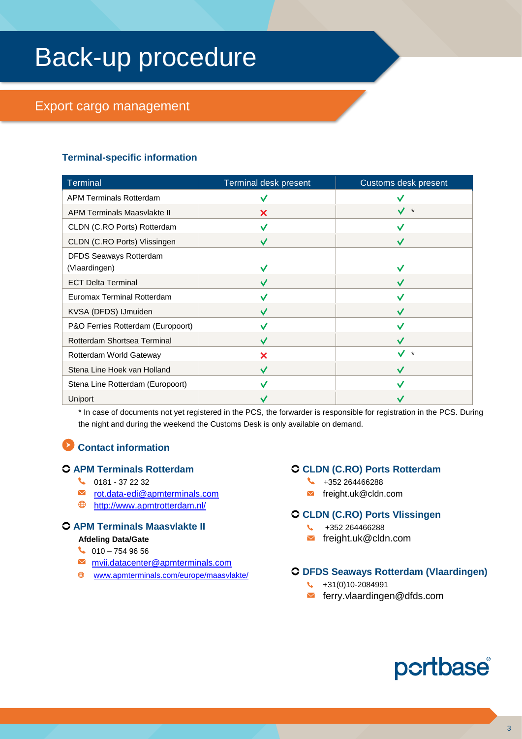# Back-up procedure

## Export cargo management

### Terminal-specific information

| Terminal | Terminal desk present | Customs desk present |
|---|---|---|
| APM Terminals Rotterdam | ✓ | ✓ |
| APM Terminals Maasvlakte II | ✗ | ✓ * |
| CLDN (C.RO Ports) Rotterdam | ✓ | ✓ |
| CLDN (C.RO Ports) Vlissingen | ✓ | ✓ |
| DFDS Seaways Rotterdam (Vlaardingen) | ✓ | ✓ |
| ECT Delta Terminal | ✓ | ✓ |
| Euromax Terminal Rotterdam | ✓ | ✓ |
| KVSA (DFDS) IJmuiden | ✓ | ✓ |
| P&O Ferries Rotterdam (Europoort) | ✓ | ✓ |
| Rotterdam Shortsea Terminal | ✓ | ✓ |
| Rotterdam World Gateway | ✗ | ✓ * |
| Stena Line Hoek van Holland | ✓ | ✓ |
| Stena Line Rotterdam (Europoort) | ✓ | ✓ |
| Uniport | ✓ | ✓ |

* In case of documents not yet registered in the PCS, the forwarder is responsible for registration in the PCS. During the night and during the weekend the Customs Desk is only available on demand.

### Contact information

**APM Terminals Rotterdam**
- 0181 - 37 22 32
- rot.data-edi@apmterminals.com
- http://www.apmtrotterdam.nl/

**APM Terminals Maasvlakte II**

**Afdeling Data/Gate**
- 010 – 754 96 56
- mvii.datacenter@apmterminals.com
- www.apmterminals.com/europe/maasvlakte/

**CLDN (C.RO) Ports Rotterdam**
- +352 264466288
- freight.uk@cldn.com

**CLDN (C.RO) Ports Vlissingen**
- +352 264466288
- freight.uk@cldn.com

**DFDS Seaways Rotterdam (Vlaardingen)**
- +31(0)10-2084991
- ferry.vlaardingen@dfds.com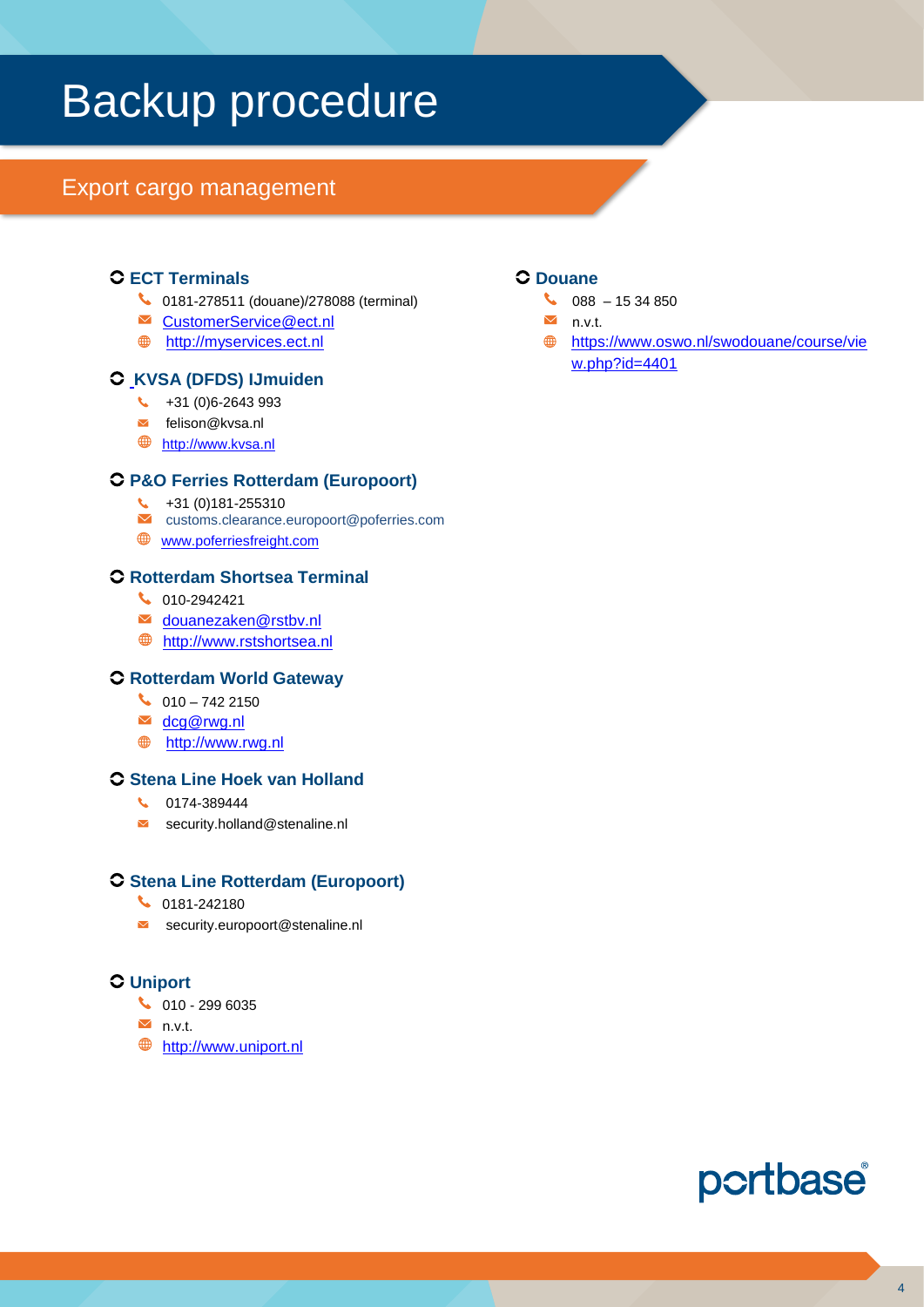# Backup procedure

## Export cargo management

### ECT Terminals

- 0181-278511 (douane)/278088 (terminal)
- CustomerService@ect.nl
- http://myservices.ect.nl

### KVSA (DFDS) IJmuiden

- +31 (0)6-2643 993
- felison@kvsa.nl
- http://www.kvsa.nl

### P&O Ferries Rotterdam (Europoort)

- +31 (0)181-255310
- customs.clearance.europoort@poferries.com
- www.poferriesfreight.com

### Rotterdam Shortsea Terminal

- 010-2942421
- douanezaken@rstbv.nl
- http://www.rstshortsea.nl

### Rotterdam World Gateway

- 010 – 742 2150
- dcg@rwg.nl
- http://www.rwg.nl

### Stena Line Hoek van Holland

- 0174-389444
- security.holland@stenaline.nl

### Stena Line Rotterdam (Europoort)

- 0181-242180
- security.europoort@stenaline.nl

### Uniport

- 010 - 299 6035
- n.v.t.
- http://www.uniport.nl

### Douane

- 088 – 15 34 850
- n.v.t.
- https://www.oswo.nl/swodouane/course/view.php?id=4401